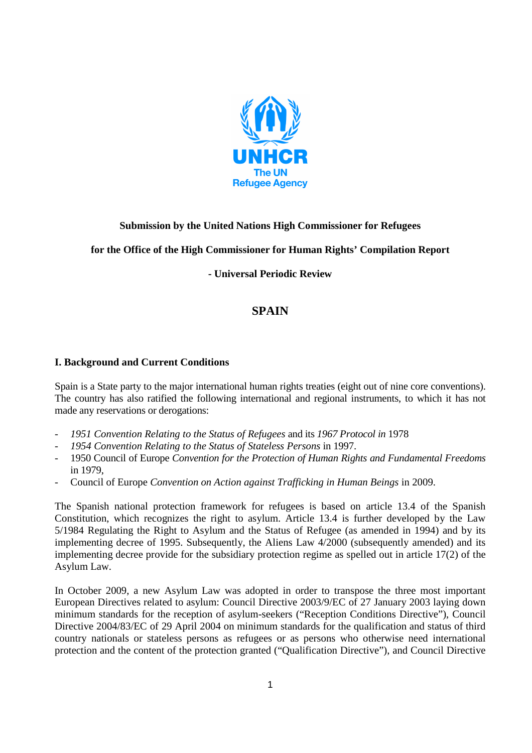**Submission by the United Nations High Commissioner for Refugees**

**for the Office of the High Commissioner for Human Rights' Compilation Report**

**- Universal Periodic Review**

# SPAIN

## I. Background and Current Conditions

Spain is a State party to the major international human rights treaties (eight out of nine core conventions). The country has also ratified the following international and regional instruments, to which it has not made any reservations or derogations:

- *1951 Convention Relating to the Status of Refugees* and its *1967 Protocol in* 1978
- *1954 Convention Relating to the Status of Stateless Persons* in 1997.
- 1950 Council of Europe *Convention for the Protection of Human Rights and Fundamental Freedoms* in 1979,
- Council of Europe *Convention on Action against Trafficking in Human Beings* in 2009.

The Spanish national protection framework for refugees is based on article 13.4 of the Spanish Constitution, which recognizes the right to asylum. Article 13.4 is further developed by the Law 5/1984 Regulating the Right to Asylum and the Status of Refugee (as amended in 1994) and by its implementing decree of 1995. Subsequently, the Aliens Law 4/2000 (subsequently amended) and its implementing decree provide for the subsidiary protection regime as spelled out in article 17(2) of the Asylum Law.

In October 2009, a new Asylum Law was adopted in order to transpose the three most important European Directives related to asylum: Council Directive 2003/9/EC of 27 January 2003 laying down minimum standards for the reception of asylum-seekers ("Reception Conditions Directive"), Council Directive 2004/83/EC of 29 April 2004 on minimum standards for the qualification and status of third country nationals or stateless persons as refugees or as persons who otherwise need international protection and the content of the protection granted ("Qualification Directive"), and Council Directive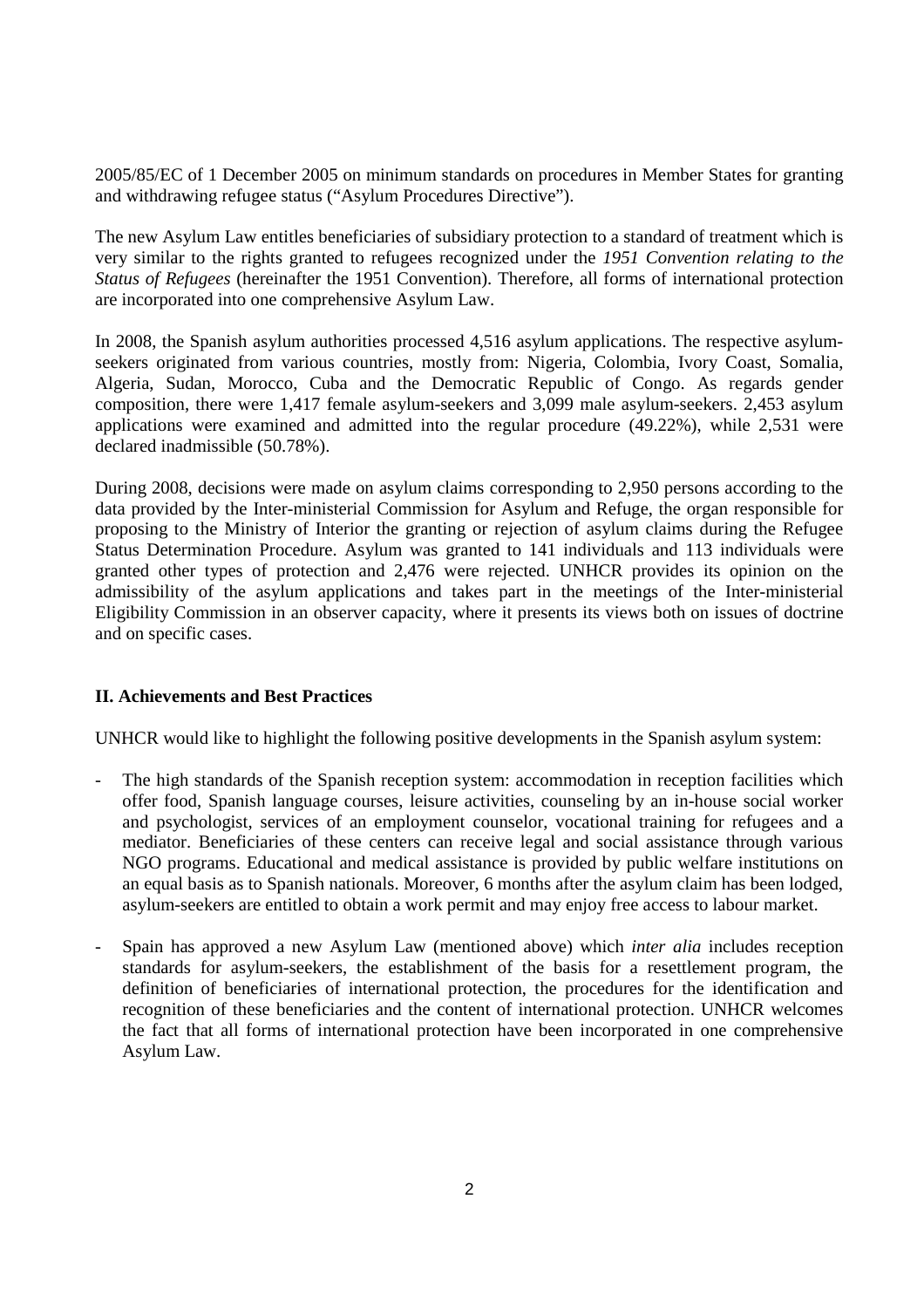2005/85/EC of 1 December 2005 on minimum standards on procedures in Member States for granting and withdrawing refugee status ("Asylum Procedures Directive").

The new Asylum Law entitles beneficiaries of subsidiary protection to a standard of treatment which is very similar to the rights granted to refugees recognized under the *1951 Convention relating to the Status of Refugees* (hereinafter the 1951 Convention). Therefore, all forms of international protection are incorporated into one comprehensive Asylum Law.

In 2008, the Spanish asylum authorities processed 4,516 asylum applications. The respective asylum-seekers originated from various countries, mostly from: Nigeria, Colombia, Ivory Coast, Somalia, Algeria, Sudan, Morocco, Cuba and the Democratic Republic of Congo. As regards gender composition, there were 1,417 female asylum-seekers and 3,099 male asylum-seekers. 2,453 asylum applications were examined and admitted into the regular procedure (49.22%), while 2,531 were declared inadmissible (50.78%).

During 2008, decisions were made on asylum claims corresponding to 2,950 persons according to the data provided by the Inter-ministerial Commission for Asylum and Refuge, the organ responsible for proposing to the Ministry of Interior the granting or rejection of asylum claims during the Refugee Status Determination Procedure. Asylum was granted to 141 individuals and 113 individuals were granted other types of protection and 2,476 were rejected. UNHCR provides its opinion on the admissibility of the asylum applications and takes part in the meetings of the Inter-ministerial Eligibility Commission in an observer capacity, where it presents its views both on issues of doctrine and on specific cases.

## II. Achievements and Best Practices

UNHCR would like to highlight the following positive developments in the Spanish asylum system:

- The high standards of the Spanish reception system: accommodation in reception facilities which offer food, Spanish language courses, leisure activities, counseling by an in-house social worker and psychologist, services of an employment counselor, vocational training for refugees and a mediator. Beneficiaries of these centers can receive legal and social assistance through various NGO programs. Educational and medical assistance is provided by public welfare institutions on an equal basis as to Spanish nationals. Moreover, 6 months after the asylum claim has been lodged, asylum-seekers are entitled to obtain a work permit and may enjoy free access to labour market.

- Spain has approved a new Asylum Law (mentioned above) which *inter alia* includes reception standards for asylum-seekers, the establishment of the basis for a resettlement program, the definition of beneficiaries of international protection, the procedures for the identification and recognition of these beneficiaries and the content of international protection. UNHCR welcomes the fact that all forms of international protection have been incorporated in one comprehensive Asylum Law.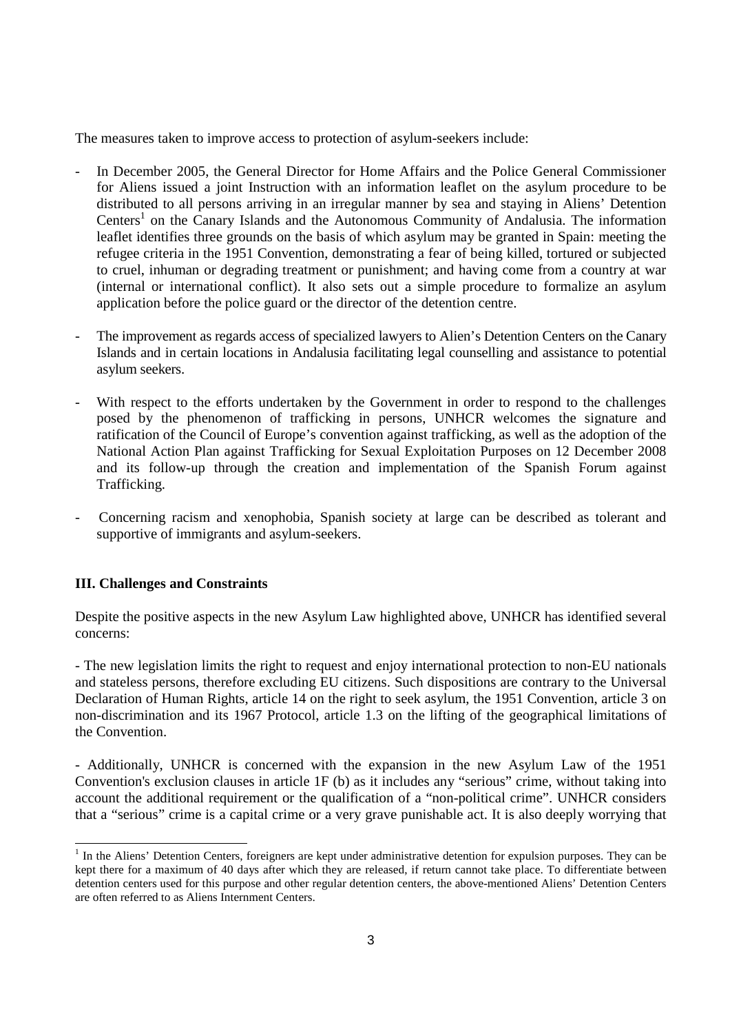The measures taken to improve access to protection of asylum-seekers include:

- In December 2005, the General Director for Home Affairs and the Police General Commissioner for Aliens issued a joint Instruction with an information leaflet on the asylum procedure to be distributed to all persons arriving in an irregular manner by sea and staying in Aliens' Detention Centers[1] on the Canary Islands and the Autonomous Community of Andalusia. The information leaflet identifies three grounds on the basis of which asylum may be granted in Spain: meeting the refugee criteria in the 1951 Convention, demonstrating a fear of being killed, tortured or subjected to cruel, inhuman or degrading treatment or punishment; and having come from a country at war (internal or international conflict). It also sets out a simple procedure to formalize an asylum application before the police guard or the director of the detention centre.

- The improvement as regards access of specialized lawyers to Alien's Detention Centers on the Canary Islands and in certain locations in Andalusia facilitating legal counselling and assistance to potential asylum seekers.

- With respect to the efforts undertaken by the Government in order to respond to the challenges posed by the phenomenon of trafficking in persons, UNHCR welcomes the signature and ratification of the Council of Europe's convention against trafficking, as well as the adoption of the National Action Plan against Trafficking for Sexual Exploitation Purposes on 12 December 2008 and its follow-up through the creation and implementation of the Spanish Forum against Trafficking.

- Concerning racism and xenophobia, Spanish society at large can be described as tolerant and supportive of immigrants and asylum-seekers.

### III. Challenges and Constraints

Despite the positive aspects in the new Asylum Law highlighted above, UNHCR has identified several concerns:

- The new legislation limits the right to request and enjoy international protection to non-EU nationals and stateless persons, therefore excluding EU citizens. Such dispositions are contrary to the Universal Declaration of Human Rights, article 14 on the right to seek asylum, the 1951 Convention, article 3 on non-discrimination and its 1967 Protocol, article 1.3 on the lifting of the geographical limitations of the Convention.

- Additionally, UNHCR is concerned with the expansion in the new Asylum Law of the 1951 Convention's exclusion clauses in article 1F (b) as it includes any "serious" crime, without taking into account the additional requirement or the qualification of a "non-political crime". UNHCR considers that a "serious" crime is a capital crime or a very grave punishable act. It is also deeply worrying that

[1] In the Aliens' Detention Centers, foreigners are kept under administrative detention for expulsion purposes. They can be kept there for a maximum of 40 days after which they are released, if return cannot take place. To differentiate between detention centers used for this purpose and other regular detention centers, the above-mentioned Aliens' Detention Centers are often referred to as Aliens Internment Centers.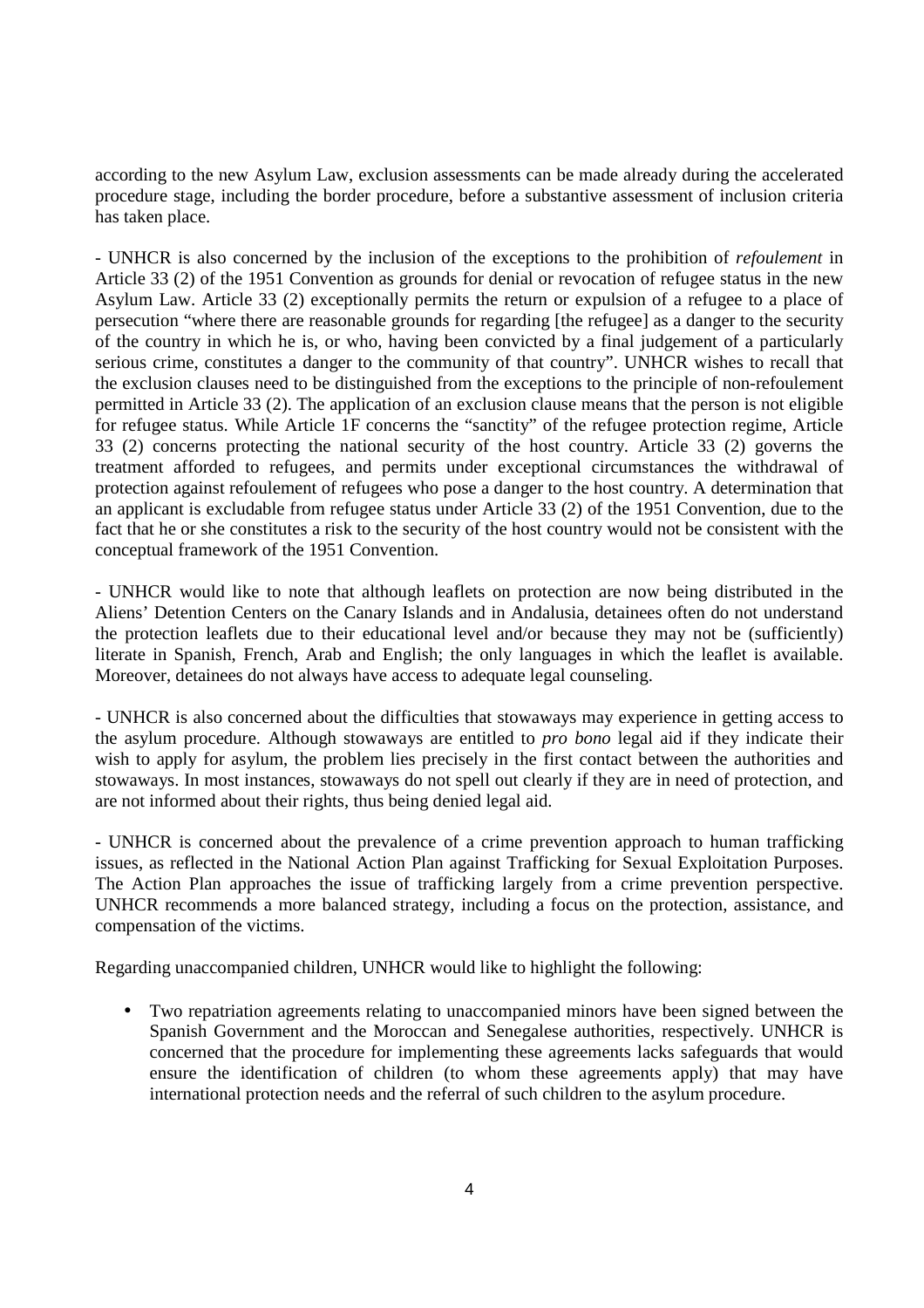according to the new Asylum Law, exclusion assessments can be made already during the accelerated procedure stage, including the border procedure, before a substantive assessment of inclusion criteria has taken place.

- UNHCR is also concerned by the inclusion of the exceptions to the prohibition of *refoulement* in Article 33 (2) of the 1951 Convention as grounds for denial or revocation of refugee status in the new Asylum Law. Article 33 (2) exceptionally permits the return or expulsion of a refugee to a place of persecution "where there are reasonable grounds for regarding [the refugee] as a danger to the security of the country in which he is, or who, having been convicted by a final judgement of a particularly serious crime, constitutes a danger to the community of that country". UNHCR wishes to recall that the exclusion clauses need to be distinguished from the exceptions to the principle of non-refoulement permitted in Article 33 (2). The application of an exclusion clause means that the person is not eligible for refugee status. While Article 1F concerns the "sanctity" of the refugee protection regime, Article 33 (2) concerns protecting the national security of the host country. Article 33 (2) governs the treatment afforded to refugees, and permits under exceptional circumstances the withdrawal of protection against refoulement of refugees who pose a danger to the host country. A determination that an applicant is excludable from refugee status under Article 33 (2) of the 1951 Convention, due to the fact that he or she constitutes a risk to the security of the host country would not be consistent with the conceptual framework of the 1951 Convention.

- UNHCR would like to note that although leaflets on protection are now being distributed in the Aliens' Detention Centers on the Canary Islands and in Andalusia, detainees often do not understand the protection leaflets due to their educational level and/or because they may not be (sufficiently) literate in Spanish, French, Arab and English; the only languages in which the leaflet is available. Moreover, detainees do not always have access to adequate legal counseling.

- UNHCR is also concerned about the difficulties that stowaways may experience in getting access to the asylum procedure. Although stowaways are entitled to *pro bono* legal aid if they indicate their wish to apply for asylum, the problem lies precisely in the first contact between the authorities and stowaways. In most instances, stowaways do not spell out clearly if they are in need of protection, and are not informed about their rights, thus being denied legal aid.

- UNHCR is concerned about the prevalence of a crime prevention approach to human trafficking issues, as reflected in the National Action Plan against Trafficking for Sexual Exploitation Purposes. The Action Plan approaches the issue of trafficking largely from a crime prevention perspective. UNHCR recommends a more balanced strategy, including a focus on the protection, assistance, and compensation of the victims.

Regarding unaccompanied children, UNHCR would like to highlight the following:

- Two repatriation agreements relating to unaccompanied minors have been signed between the Spanish Government and the Moroccan and Senegalese authorities, respectively. UNHCR is concerned that the procedure for implementing these agreements lacks safeguards that would ensure the identification of children (to whom these agreements apply) that may have international protection needs and the referral of such children to the asylum procedure.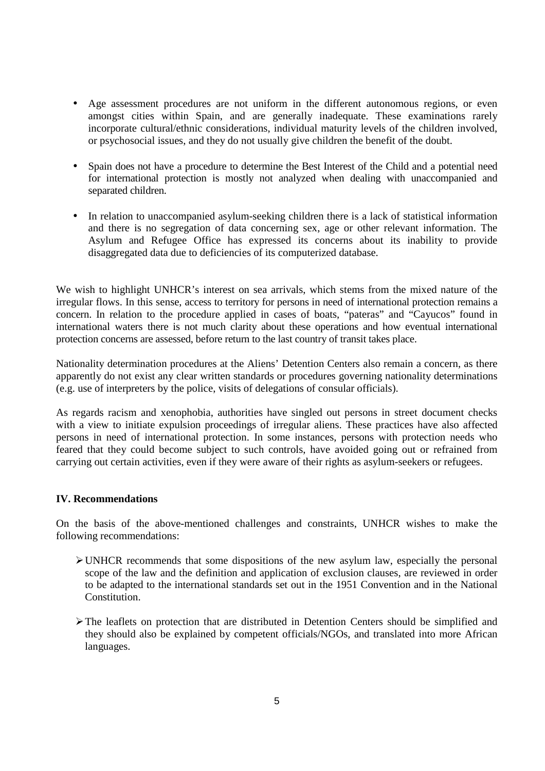- Age assessment procedures are not uniform in the different autonomous regions, or even amongst cities within Spain, and are generally inadequate. These examinations rarely incorporate cultural/ethnic considerations, individual maturity levels of the children involved, or psychosocial issues, and they do not usually give children the benefit of the doubt.

- Spain does not have a procedure to determine the Best Interest of the Child and a potential need for international protection is mostly not analyzed when dealing with unaccompanied and separated children.

- In relation to unaccompanied asylum-seeking children there is a lack of statistical information and there is no segregation of data concerning sex, age or other relevant information. The Asylum and Refugee Office has expressed its concerns about its inability to provide disaggregated data due to deficiencies of its computerized database.

We wish to highlight UNHCR's interest on sea arrivals, which stems from the mixed nature of the irregular flows. In this sense, access to territory for persons in need of international protection remains a concern. In relation to the procedure applied in cases of boats, "pateras" and "Cayucos" found in international waters there is not much clarity about these operations and how eventual international protection concerns are assessed, before return to the last country of transit takes place.

Nationality determination procedures at the Aliens' Detention Centers also remain a concern, as there apparently do not exist any clear written standards or procedures governing nationality determinations (e.g. use of interpreters by the police, visits of delegations of consular officials).

As regards racism and xenophobia, authorities have singled out persons in street document checks with a view to initiate expulsion proceedings of irregular aliens. These practices have also affected persons in need of international protection. In some instances, persons with protection needs who feared that they could become subject to such controls, have avoided going out or refrained from carrying out certain activities, even if they were aware of their rights as asylum-seekers or refugees.

**IV. Recommendations**

On the basis of the above-mentioned challenges and constraints, UNHCR wishes to make the following recommendations:

- UNHCR recommends that some dispositions of the new asylum law, especially the personal scope of the law and the definition and application of exclusion clauses, are reviewed in order to be adapted to the international standards set out in the 1951 Convention and in the National Constitution.

- The leaflets on protection that are distributed in Detention Centers should be simplified and they should also be explained by competent officials/NGOs, and translated into more African languages.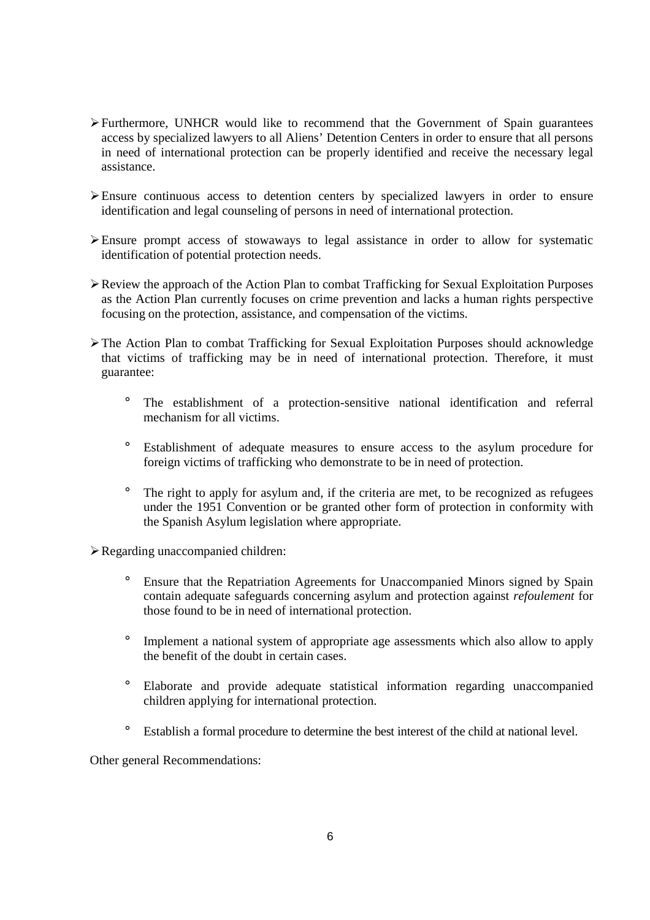- Furthermore, UNHCR would like to recommend that the Government of Spain guarantees access by specialized lawyers to all Aliens' Detention Centers in order to ensure that all persons in need of international protection can be properly identified and receive the necessary legal assistance.

- Ensure continuous access to detention centers by specialized lawyers in order to ensure identification and legal counseling of persons in need of international protection.

- Ensure prompt access of stowaways to legal assistance in order to allow for systematic identification of potential protection needs.

- Review the approach of the Action Plan to combat Trafficking for Sexual Exploitation Purposes as the Action Plan currently focuses on crime prevention and lacks a human rights perspective focusing on the protection, assistance, and compensation of the victims.

- The Action Plan to combat Trafficking for Sexual Exploitation Purposes should acknowledge that victims of trafficking may be in need of international protection. Therefore, it must guarantee:

    - The establishment of a protection-sensitive national identification and referral mechanism for all victims.

    - Establishment of adequate measures to ensure access to the asylum procedure for foreign victims of trafficking who demonstrate to be in need of protection.

    - The right to apply for asylum and, if the criteria are met, to be recognized as refugees under the 1951 Convention or be granted other form of protection in conformity with the Spanish Asylum legislation where appropriate.

- Regarding unaccompanied children:

    - Ensure that the Repatriation Agreements for Unaccompanied Minors signed by Spain contain adequate safeguards concerning asylum and protection against *refoulement* for those found to be in need of international protection.

    - Implement a national system of appropriate age assessments which also allow to apply the benefit of the doubt in certain cases.

    - Elaborate and provide adequate statistical information regarding unaccompanied children applying for international protection.

    - Establish a formal procedure to determine the best interest of the child at national level.

Other general Recommendations: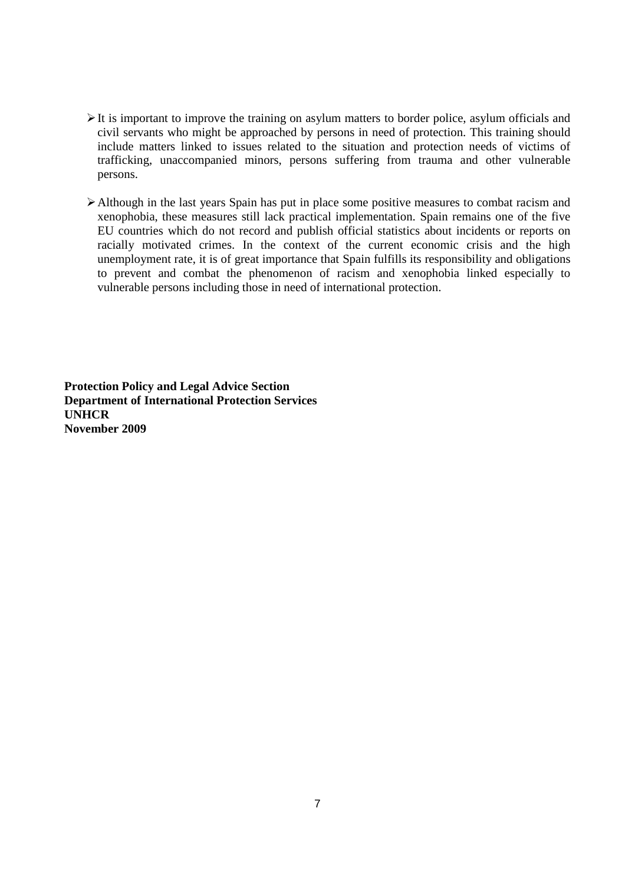- It is important to improve the training on asylum matters to border police, asylum officials and civil servants who might be approached by persons in need of protection. This training should include matters linked to issues related to the situation and protection needs of victims of trafficking, unaccompanied minors, persons suffering from trauma and other vulnerable persons.

- Although in the last years Spain has put in place some positive measures to combat racism and xenophobia, these measures still lack practical implementation. Spain remains one of the five EU countries which do not record and publish official statistics about incidents or reports on racially motivated crimes. In the context of the current economic crisis and the high unemployment rate, it is of great importance that Spain fulfills its responsibility and obligations to prevent and combat the phenomenon of racism and xenophobia linked especially to vulnerable persons including those in need of international protection.

**Protection Policy and Legal Advice Section**
**Department of International Protection Services**
**UNHCR**
**November 2009**